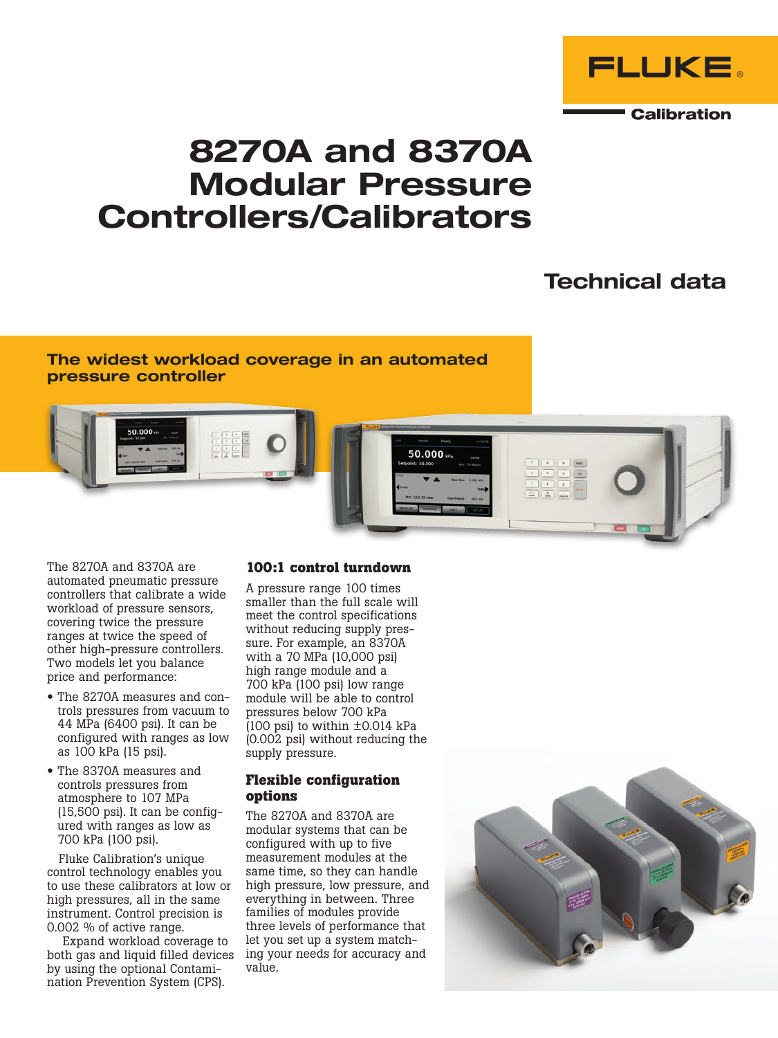FLUKE®

Calibration

# 8270A and 8370A Modular Pressure Controllers/Calibrators

## Technical data

### The widest workload coverage in an automated pressure controller

The 8270A and 8370A are automated pneumatic pressure controllers that calibrate a wide workload of pressure sensors, covering twice the pressure ranges at twice the speed of other high-pressure controllers. Two models let you balance price and performance:

- The 8270A measures and controls pressures from vacuum to 44 MPa (6400 psi). It can be configured with ranges as low as 100 kPa (15 psi).
- The 8370A measures and controls pressures from atmosphere to 107 MPa (15,500 psi). It can be configured with ranges as low as 700 kPa (100 psi).

Fluke Calibration's unique control technology enables you to use these calibrators at low or high pressures, all in the same instrument. Control precision is 0.002 % of active range.

Expand workload coverage to both gas and liquid filled devices by using the optional Contamination Prevention System (CPS).

### 100:1 control turndown

A pressure range 100 times smaller than the full scale will meet the control specifications without reducing supply pressure. For example, an 8370A with a 70 MPa (10,000 psi) high range module and a 700 kPa (100 psi) low range module will be able to control pressures below 700 kPa (100 psi) to within ±0.014 kPa (0.002 psi) without reducing the supply pressure.

### Flexible configuration options

The 8270A and 8370A are modular systems that can be configured with up to five measurement modules at the same time, so they can handle high pressure, low pressure, and everything in between. Three families of modules provide three levels of performance that let you set up a system matching your needs for accuracy and value.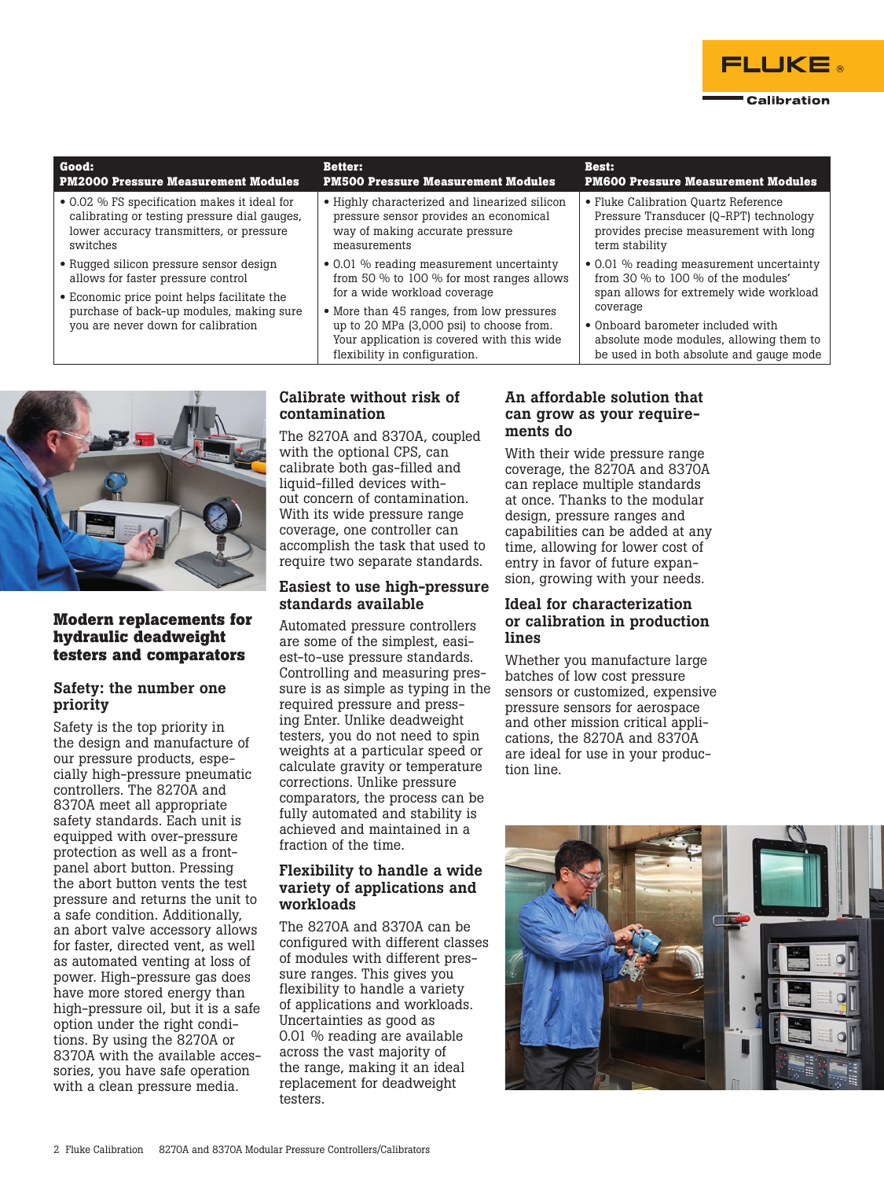| Good: PM2000 Pressure Measurement Modules | Better: PM500 Pressure Measurement Modules | Best: PM600 Pressure Measurement Modules |
|---|---|---|
| • 0.02 % FS specification makes it ideal for calibrating or testing pressure dial gauges, lower accuracy transmitters, or pressure switches<br>• Rugged silicon pressure sensor design allows for faster pressure control<br>• Economic price point helps facilitate the purchase of back-up modules, making sure you are never down for calibration | • Highly characterized and linearized silicon pressure sensor provides an economical way of making accurate pressure measurements<br>• 0.01 % reading measurement uncertainty from 50 % to 100 % for most ranges allows for a wide workload coverage<br>• More than 45 ranges, from low pressures up to 20 MPa (3,000 psi) to choose from. Your application is covered with this wide flexibility in configuration. | • Fluke Calibration Quartz Reference Pressure Transducer (Q-RPT) technology provides precise measurement with long term stability<br>• 0.01 % reading measurement uncertainty from 30 % to 100 % of the modules' span allows for extremely wide workload coverage<br>• Onboard barometer included with absolute mode modules, allowing them to be used in both absolute and gauge mode |

## Modern replacements for hydraulic deadweight testers and comparators

### Safety: the number one priority

Safety is the top priority in the design and manufacture of our pressure products, especially high-pressure pneumatic controllers. The 8270A and 8370A meet all appropriate safety standards. Each unit is equipped with over-pressure protection as well as a front-panel abort button. Pressing the abort button vents the test pressure and returns the unit to a safe condition. Additionally, an abort valve accessory allows for faster, directed vent, as well as automated venting at loss of power. High-pressure gas does have more stored energy than high-pressure oil, but it is a safe option under the right conditions. By using the 8270A or 8370A with the available accessories, you have safe operation with a clean pressure media.

### Calibrate without risk of contamination

The 8270A and 8370A, coupled with the optional CPS, can calibrate both gas-filled and liquid-filled devices without concern of contamination. With its wide pressure range coverage, one controller can accomplish the task that used to require two separate standards.

### Easiest to use high-pressure standards available

Automated pressure controllers are some of the simplest, easiest-to-use pressure standards. Controlling and measuring pressure is as simple as typing in the required pressure and pressing Enter. Unlike deadweight testers, you do not need to spin weights at a particular speed or calculate gravity or temperature corrections. Unlike pressure comparators, the process can be fully automated and stability is achieved and maintained in a fraction of the time.

### Flexibility to handle a wide variety of applications and workloads

The 8270A and 8370A can be configured with different classes of modules with different pressure ranges. This gives you flexibility to handle a variety of applications and workloads. Uncertainties as good as 0.01 % reading are available across the vast majority of the range, making it an ideal replacement for deadweight testers.

### An affordable solution that can grow as your requirements do

With their wide pressure range coverage, the 8270A and 8370A can replace multiple standards at once. Thanks to the modular design, pressure ranges and capabilities can be added at any time, allowing for lower cost of entry in favor of future expansion, growing with your needs.

### Ideal for characterization or calibration in production lines

Whether you manufacture large batches of low cost pressure sensors or customized, expensive pressure sensors for aerospace and other mission critical applications, the 8270A and 8370A are ideal for use in your production line.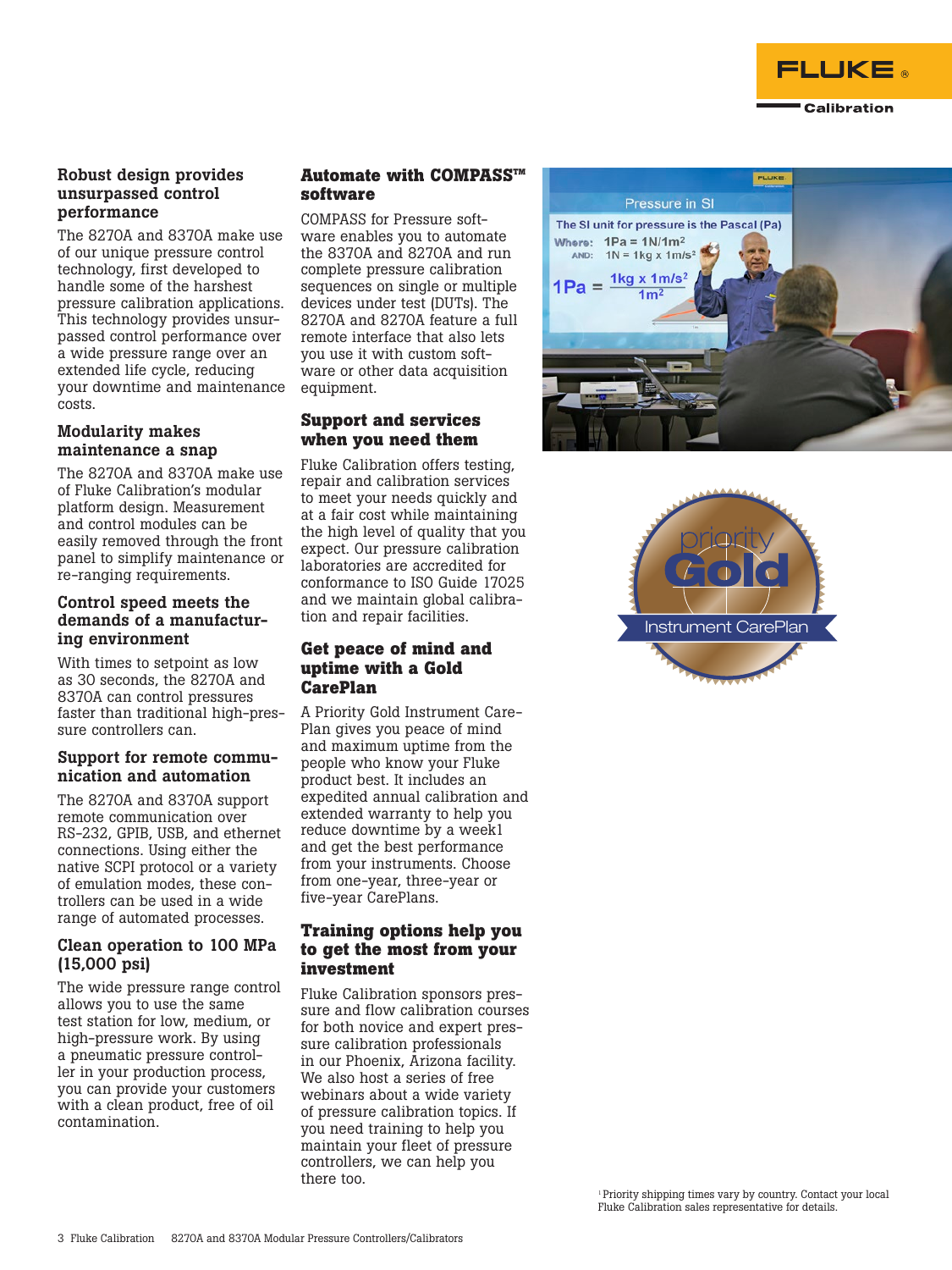### Robust design provides unsurpassed control performance

The 8270A and 8370A make use of our unique pressure control technology, first developed to handle some of the harshest pressure calibration applications. This technology provides unsurpassed control performance over a wide pressure range over an extended life cycle, reducing your downtime and maintenance costs.

### Modularity makes maintenance a snap

The 8270A and 8370A make use of Fluke Calibration's modular platform design. Measurement and control modules can be easily removed through the front panel to simplify maintenance or re-ranging requirements.

### Control speed meets the demands of a manufacturing environment

With times to setpoint as low as 30 seconds, the 8270A and 8370A can control pressures faster than traditional high-pressure controllers can.

### Support for remote communication and automation

The 8270A and 8370A support remote communication over RS-232, GPIB, USB, and ethernet connections. Using either the native SCPI protocol or a variety of emulation modes, these controllers can be used in a wide range of automated processes.

### Clean operation to 100 MPa (15,000 psi)

The wide pressure range control allows you to use the same test station for low, medium, or high-pressure work. By using a pneumatic pressure controller in your production process, you can provide your customers with a clean product, free of oil contamination.

### Automate with COMPASS™ software

COMPASS for Pressure software enables you to automate the 8370A and 8270A and run complete pressure calibration sequences on single or multiple devices under test (DUTs). The 8270A and 8270A feature a full remote interface that also lets you use it with custom software or other data acquisition equipment.

### Support and services when you need them

Fluke Calibration offers testing, repair and calibration services to meet your needs quickly and at a fair cost while maintaining the high level of quality that you expect. Our pressure calibration laboratories are accredited for conformance to ISO Guide 17025 and we maintain global calibration and repair facilities.

### Get peace of mind and uptime with a Gold CarePlan

A Priority Gold Instrument CarePlan gives you peace of mind and maximum uptime from the people who know your Fluke product best. It includes an expedited annual calibration and extended warranty to help you reduce downtime by a week[1] and get the best performance from your instruments. Choose from one-year, three-year or five-year CarePlans.

### Training options help you to get the most from your investment

Fluke Calibration sponsors pressure and flow calibration courses for both novice and expert pressure calibration professionals in our Phoenix, Arizona facility. We also host a series of free webinars about a wide variety of pressure calibration topics. If you need training to help you maintain your fleet of pressure controllers, we can help you there too.

[1] Priority shipping times vary by country. Contact your local Fluke Calibration sales representative for details.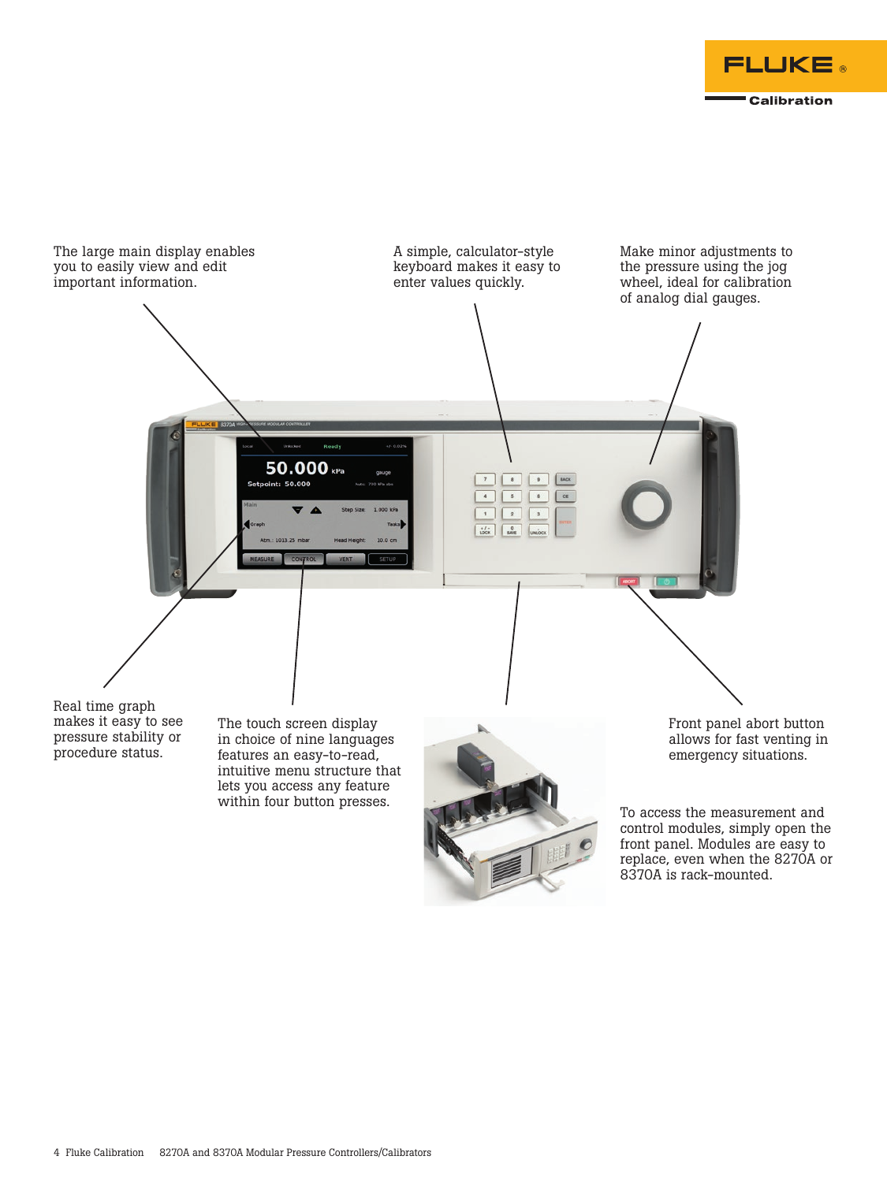The large main display enables you to easily view and edit important information.

A simple, calculator-style keyboard makes it easy to enter values quickly.

Make minor adjustments to the pressure using the jog wheel, ideal for calibration of analog dial gauges.

Real time graph makes it easy to see pressure stability or procedure status.

The touch screen display in choice of nine languages features an easy-to-read, intuitive menu structure that lets you access any feature within four button presses.

Front panel abort button allows for fast venting in emergency situations.

To access the measurement and control modules, simply open the front panel. Modules are easy to replace, even when the 8270A or 8370A is rack-mounted.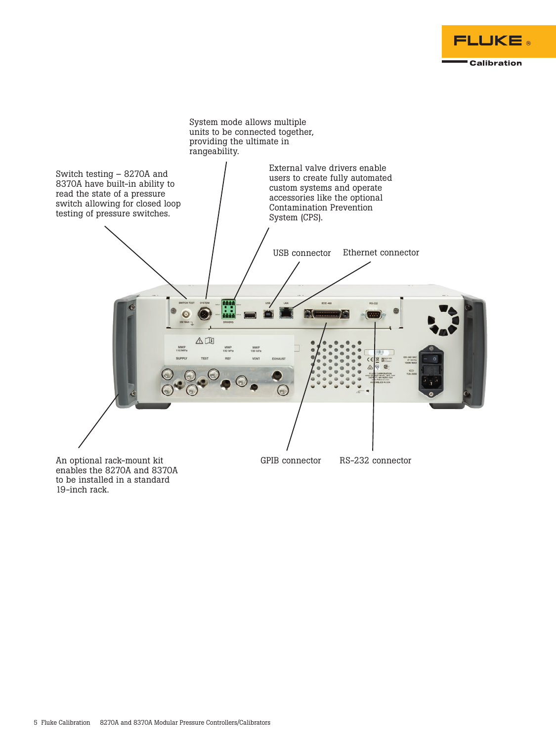System mode allows multiple units to be connected together, providing the ultimate in rangeability.

Switch testing – 8270A and 8370A have built-in ability to read the state of a pressure switch allowing for closed loop testing of pressure switches.

External valve drivers enable users to create fully automated custom systems and operate accessories like the optional Contamination Prevention System (CPS).

USB connector

Ethernet connector

An optional rack-mount kit enables the 8270A and 8370A to be installed in a standard 19-inch rack.

GPIB connector

RS-232 connector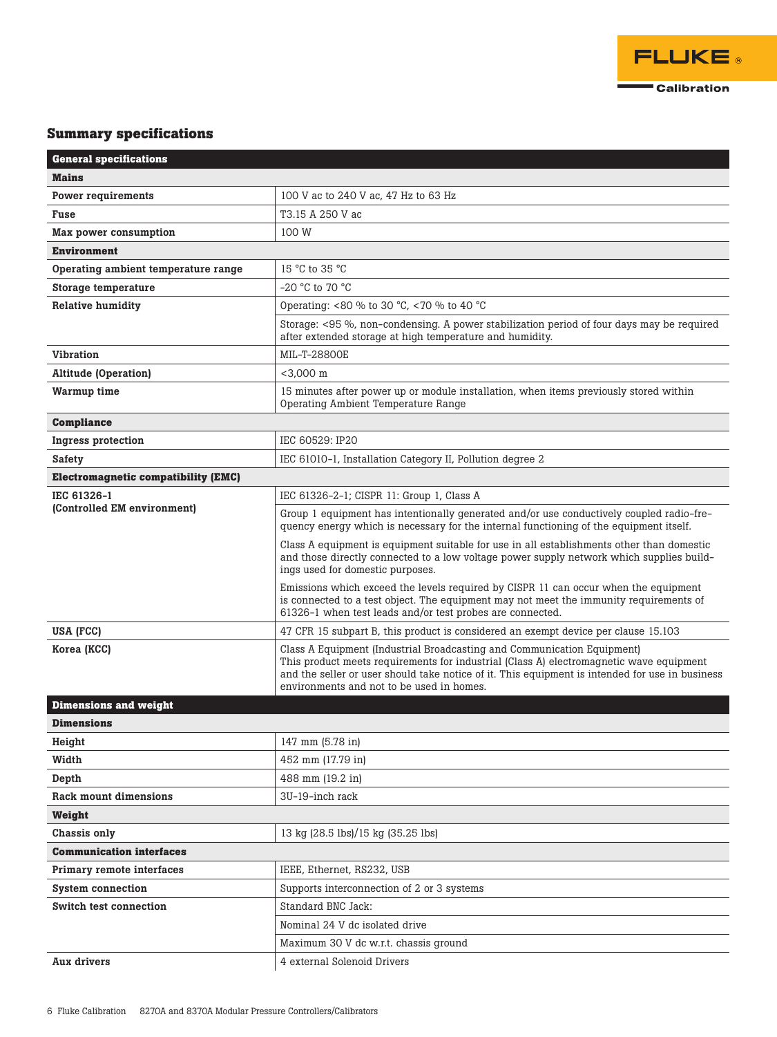## Summary specifications

| General specifications | |
|---|---|
| **Mains** | |
| **Power requirements** | 100 V ac to 240 V ac, 47 Hz to 63 Hz |
| **Fuse** | T3.15 A 250 V ac |
| **Max power consumption** | 100 W |
| **Environment** | |
| **Operating ambient temperature range** | 15 °C to 35 °C |
| **Storage temperature** | -20 °C to 70 °C |
| **Relative humidity** | Operating: <80 % to 30 °C, <70 % to 40 °C |
| | Storage: <95 %, non-condensing. A power stabilization period of four days may be required after extended storage at high temperature and humidity. |
| **Vibration** | MIL-T-28800E |
| **Altitude (Operation)** | <3,000 m |
| **Warmup time** | 15 minutes after power up or module installation, when items previously stored within Operating Ambient Temperature Range |
| **Compliance** | |
| **Ingress protection** | IEC 60529: IP20 |
| **Safety** | IEC 61010-1, Installation Category II, Pollution degree 2 |
| **Electromagnetic compatibility (EMC)** | |
| **IEC 61326-1 (Controlled EM environment)** | IEC 61326-2-1; CISPR 11: Group 1, Class A |
| | Group 1 equipment has intentionally generated and/or use conductively coupled radio-frequency energy which is necessary for the internal functioning of the equipment itself. Class A equipment is equipment suitable for use in all establishments other than domestic and those directly connected to a low voltage power supply network which supplies buildings used for domestic purposes. Emissions which exceed the levels required by CISPR 11 can occur when the equipment is connected to a test object. The equipment may not meet the immunity requirements of 61326-1 when test leads and/or test probes are connected. |
| **USA (FCC)** | 47 CFR 15 subpart B, this product is considered an exempt device per clause 15.103 |
| **Korea (KCC)** | Class A Equipment (Industrial Broadcasting and Communication Equipment) This product meets requirements for industrial (Class A) electromagnetic wave equipment and the seller or user should take notice of it. This equipment is intended for use in business environments and not to be used in homes. |
| **Dimensions and weight** | |
| **Dimensions** | |
| **Height** | 147 mm (5.78 in) |
| **Width** | 452 mm (17.79 in) |
| **Depth** | 488 mm (19.2 in) |
| **Rack mount dimensions** | 3U-19-inch rack |
| **Weight** | |
| **Chassis only** | 13 kg (28.5 lbs)/15 kg (35.25 lbs) |
| **Communication interfaces** | |
| **Primary remote interfaces** | IEEE, Ethernet, RS232, USB |
| **System connection** | Supports interconnection of 2 or 3 systems |
| **Switch test connection** | Standard BNC Jack: |
| | Nominal 24 V dc isolated drive |
| | Maximum 30 V dc w.r.t. chassis ground |
| **Aux drivers** | 4 external Solenoid Drivers |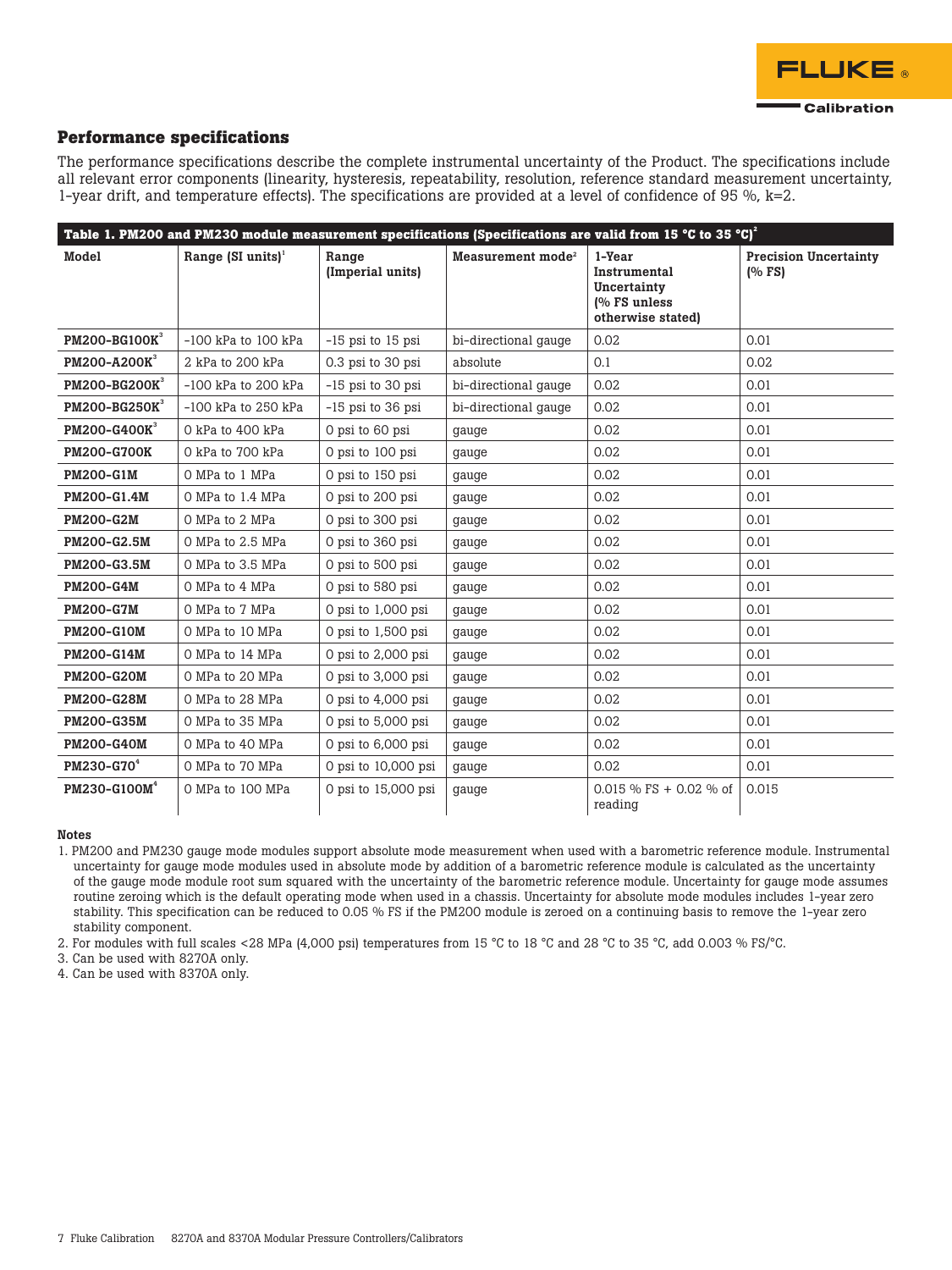## Performance specifications

The performance specifications describe the complete instrumental uncertainty of the Product. The specifications include all relevant error components (linearity, hysteresis, repeatability, resolution, reference standard measurement uncertainty, 1-year drift, and temperature effects). The specifications are provided at a level of confidence of 95 %, k=2.

**Table 1. PM200 and PM230 module measurement specifications (Specifications are valid from 15 °C to 35 °C)[2]**

| Model | Range (SI units)[1] | Range (Imperial units) | Measurement mode[2] | 1-Year Instrumental Uncertainty (% FS unless otherwise stated) | Precision Uncertainty (% FS) |
|---|---|---|---|---|---|
| **PM200-BG100K**[3] | -100 kPa to 100 kPa | -15 psi to 15 psi | bi-directional gauge | 0.02 | 0.01 |
| **PM200-A200K**[3] | 2 kPa to 200 kPa | 0.3 psi to 30 psi | absolute | 0.1 | 0.02 |
| **PM200-BG200K**[3] | -100 kPa to 200 kPa | -15 psi to 30 psi | bi-directional gauge | 0.02 | 0.01 |
| **PM200-BG250K**[3] | -100 kPa to 250 kPa | -15 psi to 36 psi | bi-directional gauge | 0.02 | 0.01 |
| **PM200-G400K**[3] | 0 kPa to 400 kPa | 0 psi to 60 psi | gauge | 0.02 | 0.01 |
| **PM200-G700K** | 0 kPa to 700 kPa | 0 psi to 100 psi | gauge | 0.02 | 0.01 |
| **PM200-G1M** | 0 MPa to 1 MPa | 0 psi to 150 psi | gauge | 0.02 | 0.01 |
| **PM200-G1.4M** | 0 MPa to 1.4 MPa | 0 psi to 200 psi | gauge | 0.02 | 0.01 |
| **PM200-G2M** | 0 MPa to 2 MPa | 0 psi to 300 psi | gauge | 0.02 | 0.01 |
| **PM200-G2.5M** | 0 MPa to 2.5 MPa | 0 psi to 360 psi | gauge | 0.02 | 0.01 |
| **PM200-G3.5M** | 0 MPa to 3.5 MPa | 0 psi to 500 psi | gauge | 0.02 | 0.01 |
| **PM200-G4M** | 0 MPa to 4 MPa | 0 psi to 580 psi | gauge | 0.02 | 0.01 |
| **PM200-G7M** | 0 MPa to 7 MPa | 0 psi to 1,000 psi | gauge | 0.02 | 0.01 |
| **PM200-G10M** | 0 MPa to 10 MPa | 0 psi to 1,500 psi | gauge | 0.02 | 0.01 |
| **PM200-G14M** | 0 MPa to 14 MPa | 0 psi to 2,000 psi | gauge | 0.02 | 0.01 |
| **PM200-G20M** | 0 MPa to 20 MPa | 0 psi to 3,000 psi | gauge | 0.02 | 0.01 |
| **PM200-G28M** | 0 MPa to 28 MPa | 0 psi to 4,000 psi | gauge | 0.02 | 0.01 |
| **PM200-G35M** | 0 MPa to 35 MPa | 0 psi to 5,000 psi | gauge | 0.02 | 0.01 |
| **PM200-G40M** | 0 MPa to 40 MPa | 0 psi to 6,000 psi | gauge | 0.02 | 0.01 |
| **PM230-G70**[4] | 0 MPa to 70 MPa | 0 psi to 10,000 psi | gauge | 0.02 | 0.01 |
| **PM230-G100M**[4] | 0 MPa to 100 MPa | 0 psi to 15,000 psi | gauge | 0.015 % FS + 0.02 % of reading | 0.015 |

**Notes**

1. PM200 and PM230 gauge mode modules support absolute mode measurement when used with a barometric reference module. Instrumental uncertainty for gauge mode modules used in absolute mode by addition of a barometric reference module is calculated as the uncertainty of the gauge mode module root sum squared with the uncertainty of the barometric reference module. Uncertainty for gauge mode assumes routine zeroing which is the default operating mode when used in a chassis. Uncertainty for absolute mode modules includes 1-year zero stability. This specification can be reduced to 0.05 % FS if the PM200 module is zeroed on a continuing basis to remove the 1-year zero stability component.
2. For modules with full scales <28 MPa (4,000 psi) temperatures from 15 °C to 18 °C and 28 °C to 35 °C, add 0.003 % FS/°C.
3. Can be used with 8270A only.
4. Can be used with 8370A only.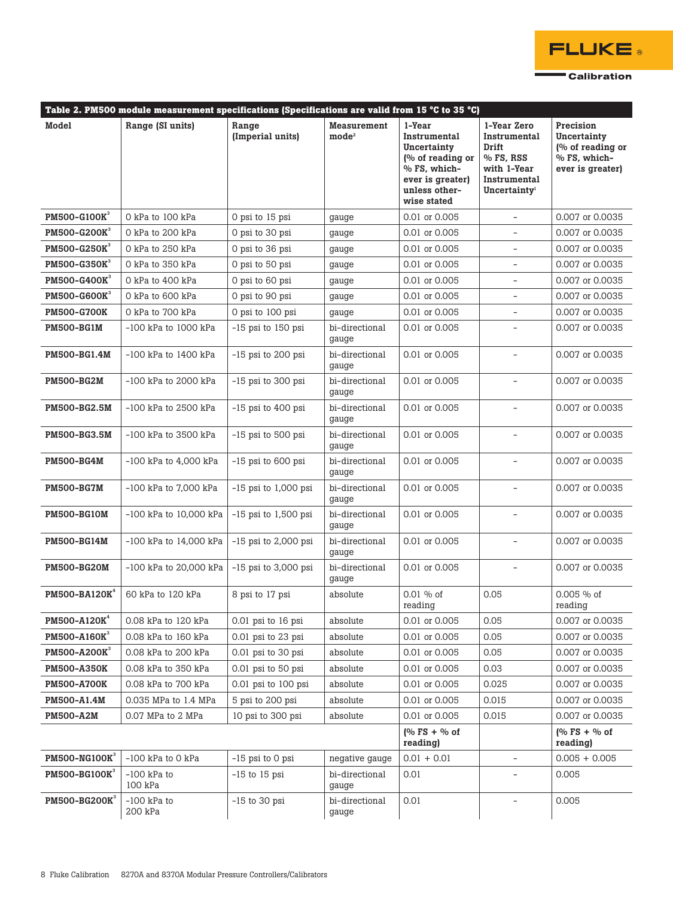| Table 2. PM500 module measurement specifications (Specifications are valid from 15 °C to 35 °C) | | | | | | |
|---|---|---|---|---|---|---|
| **Model** | **Range (SI units)** | **Range (Imperial units)** | **Measurement mode[2]** | **1-Year Instrumental Uncertainty (% of reading or % FS, whichever is greater) unless otherwise stated** | **1-Year Zero Instrumental Drift % FS, RSS with 1-Year Instrumental Uncertainty[1]** | **Precision Uncertainty (% of reading or % FS, whichever is greater)** |
| **PM500-G100K[3]** | 0 kPa to 100 kPa | 0 psi to 15 psi | gauge | 0.01 or 0.005 | - | 0.007 or 0.0035 |
| **PM500-G200K[3]** | 0 kPa to 200 kPa | 0 psi to 30 psi | gauge | 0.01 or 0.005 | - | 0.007 or 0.0035 |
| **PM500-G250K[3]** | 0 kPa to 250 kPa | 0 psi to 36 psi | gauge | 0.01 or 0.005 | - | 0.007 or 0.0035 |
| **PM500-G350K[3]** | 0 kPa to 350 kPa | 0 psi to 50 psi | gauge | 0.01 or 0.005 | - | 0.007 or 0.0035 |
| **PM500-G400K[3]** | 0 kPa to 400 kPa | 0 psi to 60 psi | gauge | 0.01 or 0.005 | - | 0.007 or 0.0035 |
| **PM500-G600K[3]** | 0 kPa to 600 kPa | 0 psi to 90 psi | gauge | 0.01 or 0.005 | - | 0.007 or 0.0035 |
| **PM500-G700K** | 0 kPa to 700 kPa | 0 psi to 100 psi | gauge | 0.01 or 0.005 | - | 0.007 or 0.0035 |
| **PM500-BG1M** | -100 kPa to 1000 kPa | -15 psi to 150 psi | bi-directional gauge | 0.01 or 0.005 | - | 0.007 or 0.0035 |
| **PM500-BG1.4M** | -100 kPa to 1400 kPa | -15 psi to 200 psi | bi-directional gauge | 0.01 or 0.005 | - | 0.007 or 0.0035 |
| **PM500-BG2M** | -100 kPa to 2000 kPa | -15 psi to 300 psi | bi-directional gauge | 0.01 or 0.005 | - | 0.007 or 0.0035 |
| **PM500-BG2.5M** | -100 kPa to 2500 kPa | -15 psi to 400 psi | bi-directional gauge | 0.01 or 0.005 | - | 0.007 or 0.0035 |
| **PM500-BG3.5M** | -100 kPa to 3500 kPa | -15 psi to 500 psi | bi-directional gauge | 0.01 or 0.005 | - | 0.007 or 0.0035 |
| **PM500-BG4M** | -100 kPa to 4,000 kPa | -15 psi to 600 psi | bi-directional gauge | 0.01 or 0.005 | - | 0.007 or 0.0035 |
| **PM500-BG7M** | -100 kPa to 7,000 kPa | -15 psi to 1,000 psi | bi-directional gauge | 0.01 or 0.005 | - | 0.007 or 0.0035 |
| **PM500-BG10M** | -100 kPa to 10,000 kPa | -15 psi to 1,500 psi | bi-directional gauge | 0.01 or 0.005 | - | 0.007 or 0.0035 |
| **PM500-BG14M** | -100 kPa to 14,000 kPa | -15 psi to 2,000 psi | bi-directional gauge | 0.01 or 0.005 | - | 0.007 or 0.0035 |
| **PM500-BG20M** | -100 kPa to 20,000 kPa | -15 psi to 3,000 psi | bi-directional gauge | 0.01 or 0.005 | - | 0.007 or 0.0035 |
| **PM500-BA120K[4]** | 60 kPa to 120 kPa | 8 psi to 17 psi | absolute | 0.01 % of reading | 0.05 | 0.005 % of reading |
| **PM500-A120K[4]** | 0.08 kPa to 120 kPa | 0.01 psi to 16 psi | absolute | 0.01 or 0.005 | 0.05 | 0.007 or 0.0035 |
| **PM500-A160K[3]** | 0.08 kPa to 160 kPa | 0.01 psi to 23 psi | absolute | 0.01 or 0.005 | 0.05 | 0.007 or 0.0035 |
| **PM500-A200K[3]** | 0.08 kPa to 200 kPa | 0.01 psi to 30 psi | absolute | 0.01 or 0.005 | 0.05 | 0.007 or 0.0035 |
| **PM500-A350K** | 0.08 kPa to 350 kPa | 0.01 psi to 50 psi | absolute | 0.01 or 0.005 | 0.03 | 0.007 or 0.0035 |
| **PM500-A700K** | 0.08 kPa to 700 kPa | 0.01 psi to 100 psi | absolute | 0.01 or 0.005 | 0.025 | 0.007 or 0.0035 |
| **PM500-A1.4M** | 0.035 MPa to 1.4 MPa | 5 psi to 200 psi | absolute | 0.01 or 0.005 | 0.015 | 0.007 or 0.0035 |
| **PM500-A2M** | 0.07 MPa to 2 MPa | 10 psi to 300 psi | absolute | 0.01 or 0.005 | 0.015 | 0.007 or 0.0035 |
| | | | | **(% FS + % of reading)** | | **(% FS + % of reading)** |
| **PM500-NG100K[3]** | -100 kPa to 0 kPa | -15 psi to 0 psi | negative gauge | 0.01 + 0.01 | - | 0.005 + 0.005 |
| **PM500-BG100K[3]** | -100 kPa to 100 kPa | -15 to 15 psi | bi-directional gauge | 0.01 | - | 0.005 |
| **PM500-BG200K[3]** | -100 kPa to 200 kPa | -15 to 30 psi | bi-directional gauge | 0.01 | - | 0.005 |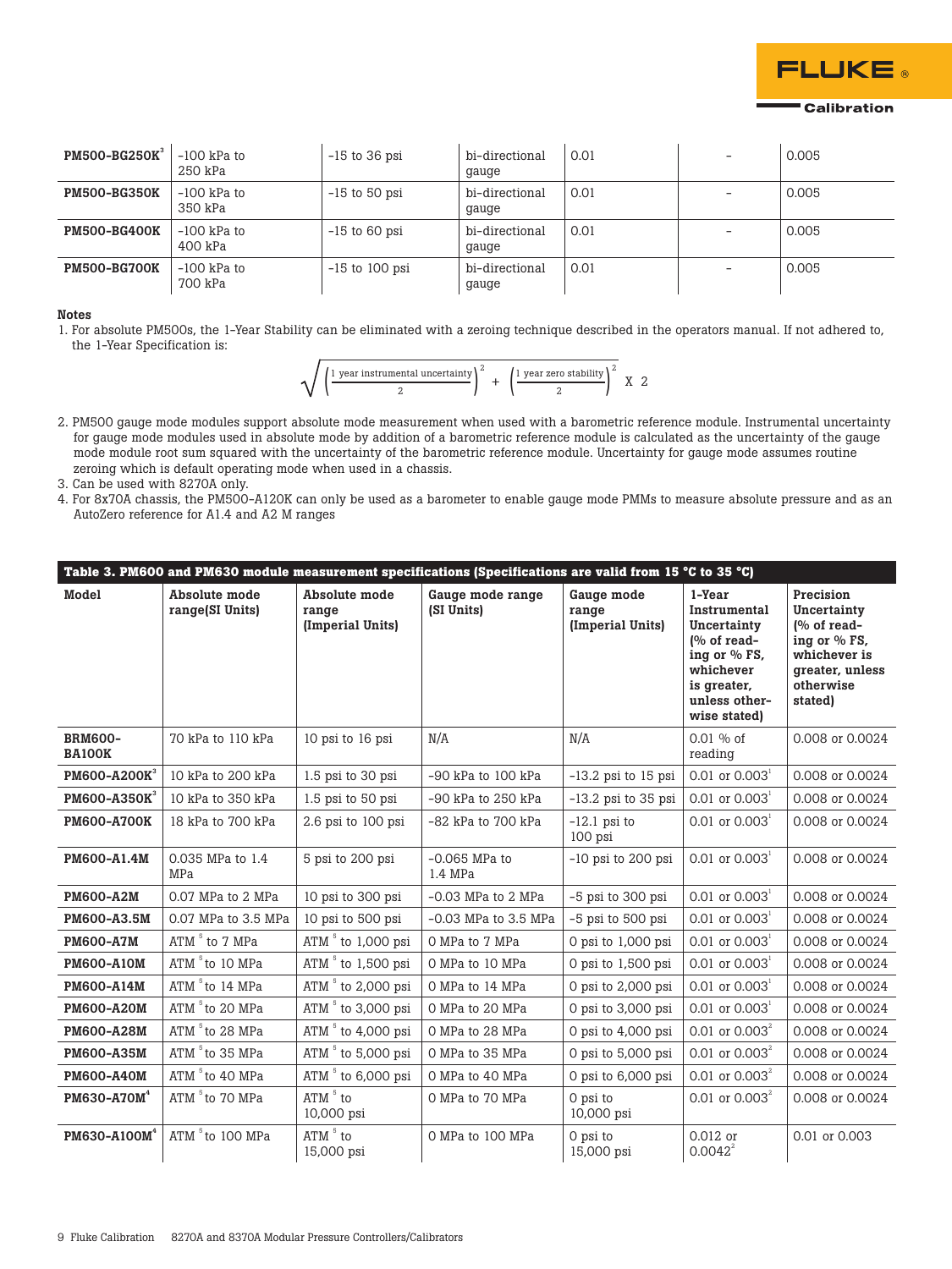| | | | | | | |
|---|---|---|---|---|---|---|
| **PM500-BG250K**[3] | -100 kPa to 250 kPa | -15 to 36 psi | bi-directional gauge | 0.01 | - | 0.005 |
| **PM500-BG350K** | -100 kPa to 350 kPa | -15 to 50 psi | bi-directional gauge | 0.01 | - | 0.005 |
| **PM500-BG400K** | -100 kPa to 400 kPa | -15 to 60 psi | bi-directional gauge | 0.01 | - | 0.005 |
| **PM500-BG700K** | -100 kPa to 700 kPa | -15 to 100 psi | bi-directional gauge | 0.01 | - | 0.005 |

**Notes**

1. For absolute PM500s, the 1-Year Stability can be eliminated with a zeroing technique described in the operators manual. If not adhered to, the 1-Year Specification is:

$$\sqrt{\left(\frac{\text{1 year instrumental uncertainty}}{2}\right)^2 + \left(\frac{\text{1 year zero stability}}{2}\right)^2} \text{ X } 2$$

2. PM500 gauge mode modules support absolute mode measurement when used with a barometric reference module. Instrumental uncertainty for gauge mode modules used in absolute mode by addition of a barometric reference module is calculated as the uncertainty of the gauge mode module root sum squared with the uncertainty of the barometric reference module. Uncertainty for gauge mode assumes routine zeroing which is default operating mode when used in a chassis.
3. Can be used with 8270A only.
4. For 8x70A chassis, the PM500-A120K can only be used as a barometer to enable gauge mode PMMs to measure absolute pressure and as an AutoZero reference for A1.4 and A2 M ranges

**Table 3. PM600 and PM630 module measurement specifications (Specifications are valid from 15 °C to 35 °C)**

| Model | Absolute mode range(SI Units) | Absolute mode range (Imperial Units) | Gauge mode range (SI Units) | Gauge mode range (Imperial Units) | 1-Year Instrumental Uncertainty (% of reading or % FS, whichever is greater, unless otherwise stated) | Precision Uncertainty (% of reading or % FS, whichever is greater, unless otherwise stated) |
|---|---|---|---|---|---|---|
| **BRM600-BA100K** | 70 kPa to 110 kPa | 10 psi to 16 psi | N/A | N/A | 0.01 % of reading | 0.008 or 0.0024 |
| **PM600-A200K**[3] | 10 kPa to 200 kPa | 1.5 psi to 30 psi | -90 kPa to 100 kPa | -13.2 psi to 15 psi | 0.01 or 0.003[1] | 0.008 or 0.0024 |
| **PM600-A350K**[3] | 10 kPa to 350 kPa | 1.5 psi to 50 psi | -90 kPa to 250 kPa | -13.2 psi to 35 psi | 0.01 or 0.003[1] | 0.008 or 0.0024 |
| **PM600-A700K** | 18 kPa to 700 kPa | 2.6 psi to 100 psi | -82 kPa to 700 kPa | -12.1 psi to 100 psi | 0.01 or 0.003[1] | 0.008 or 0.0024 |
| **PM600-A1.4M** | 0.035 MPa to 1.4 MPa | 5 psi to 200 psi | -0.065 MPa to 1.4 MPa | -10 psi to 200 psi | 0.01 or 0.003[1] | 0.008 or 0.0024 |
| **PM600-A2M** | 0.07 MPa to 2 MPa | 10 psi to 300 psi | -0.03 MPa to 2 MPa | -5 psi to 300 psi | 0.01 or 0.003[1] | 0.008 or 0.0024 |
| **PM600-A3.5M** | 0.07 MPa to 3.5 MPa | 10 psi to 500 psi | -0.03 MPa to 3.5 MPa | -5 psi to 500 psi | 0.01 or 0.003[1] | 0.008 or 0.0024 |
| **PM600-A7M** | ATM[5] to 7 MPa | ATM[5] to 1,000 psi | 0 MPa to 7 MPa | 0 psi to 1,000 psi | 0.01 or 0.003[1] | 0.008 or 0.0024 |
| **PM600-A10M** | ATM[5] to 10 MPa | ATM[5] to 1,500 psi | 0 MPa to 10 MPa | 0 psi to 1,500 psi | 0.01 or 0.003[1] | 0.008 or 0.0024 |
| **PM600-A14M** | ATM[5] to 14 MPa | ATM[5] to 2,000 psi | 0 MPa to 14 MPa | 0 psi to 2,000 psi | 0.01 or 0.003[1] | 0.008 or 0.0024 |
| **PM600-A20M** | ATM[5] to 20 MPa | ATM[5] to 3,000 psi | 0 MPa to 20 MPa | 0 psi to 3,000 psi | 0.01 or 0.003[1] | 0.008 or 0.0024 |
| **PM600-A28M** | ATM[5] to 28 MPa | ATM[5] to 4,000 psi | 0 MPa to 28 MPa | 0 psi to 4,000 psi | 0.01 or 0.003[2] | 0.008 or 0.0024 |
| **PM600-A35M** | ATM[5] to 35 MPa | ATM[5] to 5,000 psi | 0 MPa to 35 MPa | 0 psi to 5,000 psi | 0.01 or 0.003[2] | 0.008 or 0.0024 |
| **PM600-A40M** | ATM[5] to 40 MPa | ATM[5] to 6,000 psi | 0 MPa to 40 MPa | 0 psi to 6,000 psi | 0.01 or 0.003[2] | 0.008 or 0.0024 |
| **PM630-A70M**[4] | ATM[5] to 70 MPa | ATM[5] to 10,000 psi | 0 MPa to 70 MPa | 0 psi to 10,000 psi | 0.01 or 0.003[2] | 0.008 or 0.0024 |
| **PM630-A100M**[4] | ATM[5] to 100 MPa | ATM[5] to 15,000 psi | 0 MPa to 100 MPa | 0 psi to 15,000 psi | 0.012 or 0.0042[2] | 0.01 or 0.003 |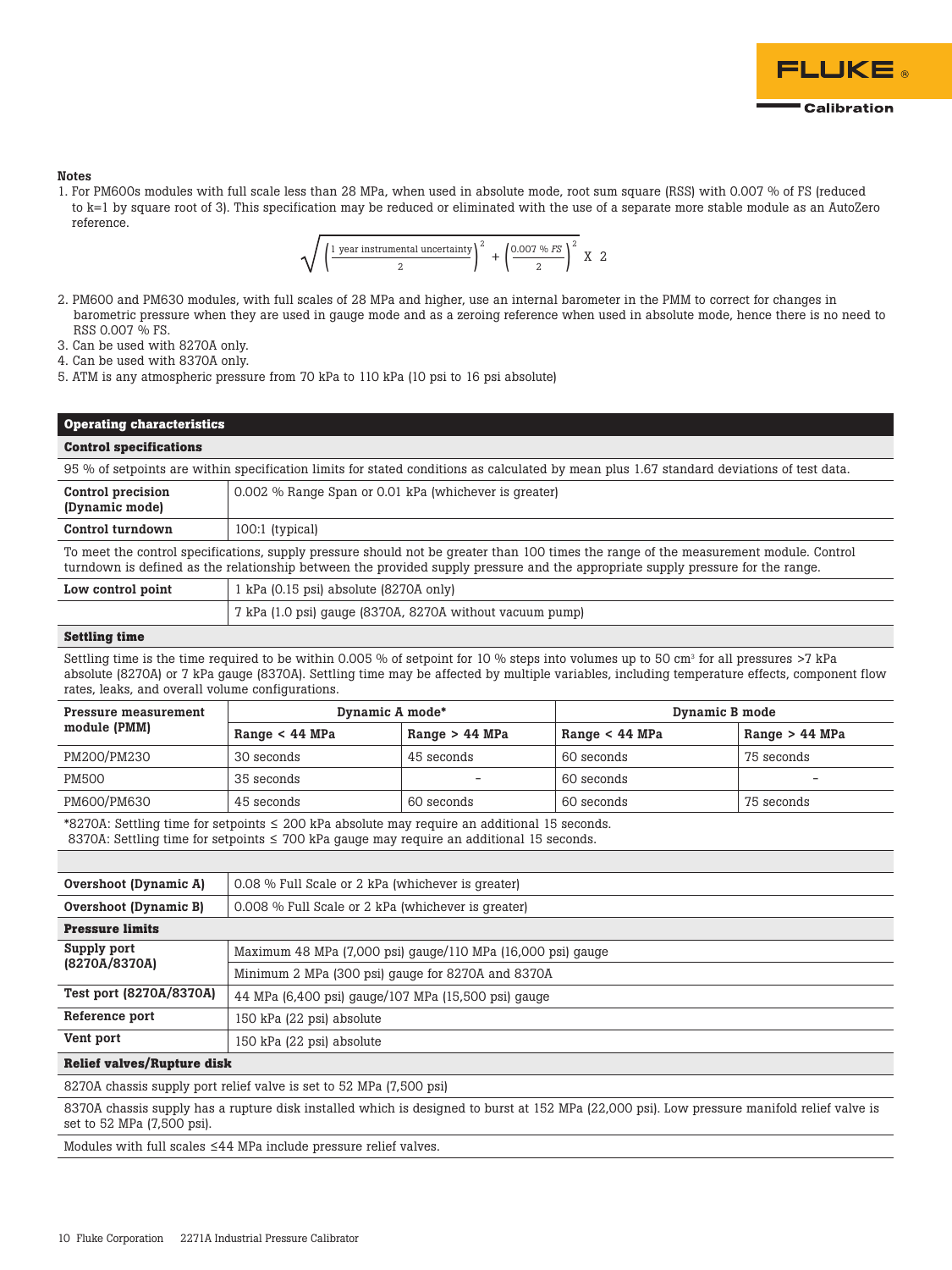**Notes**

1. For PM600s modules with full scale less than 28 MPa, when used in absolute mode, root sum square (RSS) with 0.007 % of FS (reduced to k=1 by square root of 3). This specification may be reduced or eliminated with the use of a separate more stable module as an AutoZero reference.

$$\sqrt{\left(\frac{\text{1 year instrumental uncertainty}}{2}\right)^2 + \left(\frac{0.007\ \%\ FS}{2}\right)^2}\ \text{X}\ 2$$

2. PM600 and PM630 modules, with full scales of 28 MPa and higher, use an internal barometer in the PMM to correct for changes in barometric pressure when they are used in gauge mode and as a zeroing reference when used in absolute mode, hence there is no need to RSS 0.007 % FS.
3. Can be used with 8270A only.
4. Can be used with 8370A only.
5. ATM is any atmospheric pressure from 70 kPa to 110 kPa (10 psi to 16 psi absolute)

## Operating characteristics

### Control specifications

95 % of setpoints are within specification limits for stated conditions as calculated by mean plus 1.67 standard deviations of test data.

| | |
|---|---|
| **Control precision (Dynamic mode)** | 0.002 % Range Span or 0.01 kPa (whichever is greater) |
| **Control turndown** | 100:1 (typical) |

To meet the control specifications, supply pressure should not be greater than 100 times the range of the measurement module. Control turndown is defined as the relationship between the provided supply pressure and the appropriate supply pressure for the range.

| | |
|---|---|
| **Low control point** | 1 kPa (0.15 psi) absolute (8270A only) |
| | 7 kPa (1.0 psi) gauge (8370A, 8270A without vacuum pump) |

### Settling time

Settling time is the time required to be within 0.005 % of setpoint for 10 % steps into volumes up to 50 cm³ for all pressures >7 kPa absolute (8270A) or 7 kPa gauge (8370A). Settling time may be affected by multiple variables, including temperature effects, component flow rates, leaks, and overall volume configurations.

| Pressure measurement module (PMM) | Dynamic A mode* | | Dynamic B mode | |
|---|---|---|---|---|
| | **Range < 44 MPa** | **Range > 44 MPa** | **Range < 44 MPa** | **Range > 44 MPa** |
| PM200/PM230 | 30 seconds | 45 seconds | 60 seconds | 75 seconds |
| PM500 | 35 seconds | - | 60 seconds | - |
| PM600/PM630 | 45 seconds | 60 seconds | 60 seconds | 75 seconds |

*8270A: Settling time for setpoints ≤ 200 kPa absolute may require an additional 15 seconds.
8370A: Settling time for setpoints ≤ 700 kPa gauge may require an additional 15 seconds.

| | |
|---|---|
| **Overshoot (Dynamic A)** | 0.08 % Full Scale or 2 kPa (whichever is greater) |
| **Overshoot (Dynamic B)** | 0.008 % Full Scale or 2 kPa (whichever is greater) |

### Pressure limits

| | |
|---|---|
| **Supply port (8270A/8370A)** | Maximum 48 MPa (7,000 psi) gauge/110 MPa (16,000 psi) gauge |
| | Minimum 2 MPa (300 psi) gauge for 8270A and 8370A |
| **Test port (8270A/8370A)** | 44 MPa (6,400 psi) gauge/107 MPa (15,500 psi) gauge |
| **Reference port** | 150 kPa (22 psi) absolute |
| **Vent port** | 150 kPa (22 psi) absolute |

### Relief valves/Rupture disk

8270A chassis supply port relief valve is set to 52 MPa (7,500 psi)

8370A chassis supply has a rupture disk installed which is designed to burst at 152 MPa (22,000 psi). Low pressure manifold relief valve is set to 52 MPa (7,500 psi).

Modules with full scales ≤44 MPa include pressure relief valves.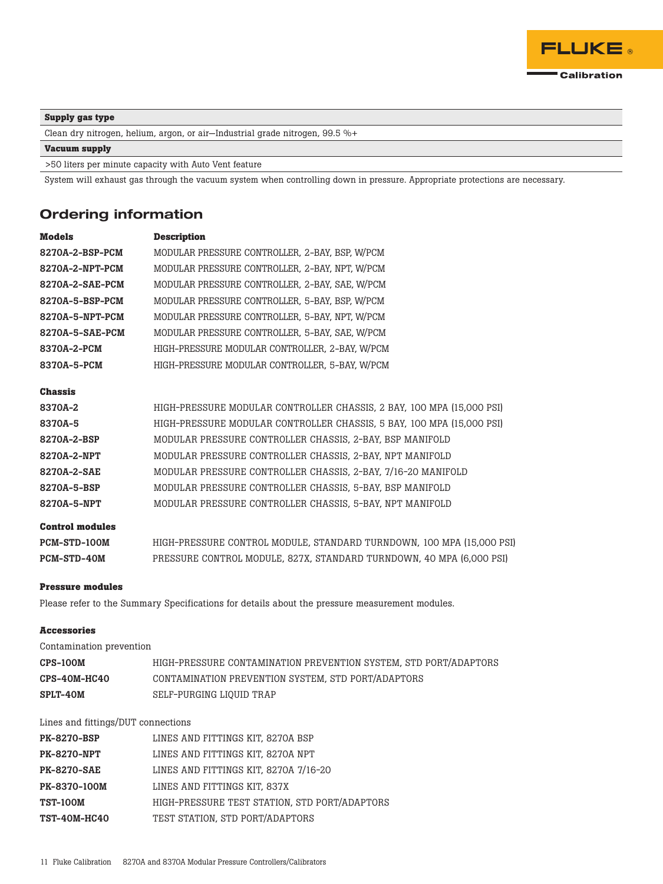| Supply gas type |
| --- |
| Clean dry nitrogen, helium, argon, or air—Industrial grade nitrogen, 99.5 %+ |
| **Vacuum supply** |
| >50 liters per minute capacity with Auto Vent feature |
| System will exhaust gas through the vacuum system when controlling down in pressure. Appropriate protections are necessary. |

## Ordering information

| Models | Description |
| --- | --- |
| **8270A-2-BSP-PCM** | MODULAR PRESSURE CONTROLLER, 2-BAY, BSP, W/PCM |
| **8270A-2-NPT-PCM** | MODULAR PRESSURE CONTROLLER, 2-BAY, NPT, W/PCM |
| **8270A-2-SAE-PCM** | MODULAR PRESSURE CONTROLLER, 2-BAY, SAE, W/PCM |
| **8270A-5-BSP-PCM** | MODULAR PRESSURE CONTROLLER, 5-BAY, BSP, W/PCM |
| **8270A-5-NPT-PCM** | MODULAR PRESSURE CONTROLLER, 5-BAY, NPT, W/PCM |
| **8270A-5-SAE-PCM** | MODULAR PRESSURE CONTROLLER, 5-BAY, SAE, W/PCM |
| **8370A-2-PCM** | HIGH-PRESSURE MODULAR CONTROLLER, 2-BAY, W/PCM |
| **8370A-5-PCM** | HIGH-PRESSURE MODULAR CONTROLLER, 5-BAY, W/PCM |

**Chassis**

| | |
| --- | --- |
| **8370A-2** | HIGH-PRESSURE MODULAR CONTROLLER CHASSIS, 2 BAY, 100 MPA (15,000 PSI) |
| **8370A-5** | HIGH-PRESSURE MODULAR CONTROLLER CHASSIS, 5 BAY, 100 MPA (15,000 PSI) |
| **8270A-2-BSP** | MODULAR PRESSURE CONTROLLER CHASSIS, 2-BAY, BSP MANIFOLD |
| **8270A-2-NPT** | MODULAR PRESSURE CONTROLLER CHASSIS, 2-BAY, NPT MANIFOLD |
| **8270A-2-SAE** | MODULAR PRESSURE CONTROLLER CHASSIS, 2-BAY, 7/16-20 MANIFOLD |
| **8270A-5-BSP** | MODULAR PRESSURE CONTROLLER CHASSIS, 5-BAY, BSP MANIFOLD |
| **8270A-5-NPT** | MODULAR PRESSURE CONTROLLER CHASSIS, 5-BAY, NPT MANIFOLD |

**Control modules**

| | |
| --- | --- |
| **PCM-STD-100M** | HIGH-PRESSURE CONTROL MODULE, STANDARD TURNDOWN, 100 MPA (15,000 PSI) |
| **PCM-STD-40M** | PRESSURE CONTROL MODULE, 827X, STANDARD TURNDOWN, 40 MPA (6,000 PSI) |

**Pressure modules**

Please refer to the Summary Specifications for details about the pressure measurement modules.

**Accessories**

Contamination prevention

| | |
| --- | --- |
| **CPS-100M** | HIGH-PRESSURE CONTAMINATION PREVENTION SYSTEM, STD PORT/ADAPTORS |
| **CPS-40M-HC40** | CONTAMINATION PREVENTION SYSTEM, STD PORT/ADAPTORS |
| **SPLT-40M** | SELF-PURGING LIQUID TRAP |

Lines and fittings/DUT connections

| | |
| --- | --- |
| **PK-8270-BSP** | LINES AND FITTINGS KIT, 8270A BSP |
| **PK-8270-NPT** | LINES AND FITTINGS KIT, 8270A NPT |
| **PK-8270-SAE** | LINES AND FITTINGS KIT, 8270A 7/16-20 |
| **PK-8370-100M** | LINES AND FITTINGS KIT, 837X |
| **TST-100M** | HIGH-PRESSURE TEST STATION, STD PORT/ADAPTORS |
| **TST-40M-HC40** | TEST STATION, STD PORT/ADAPTORS |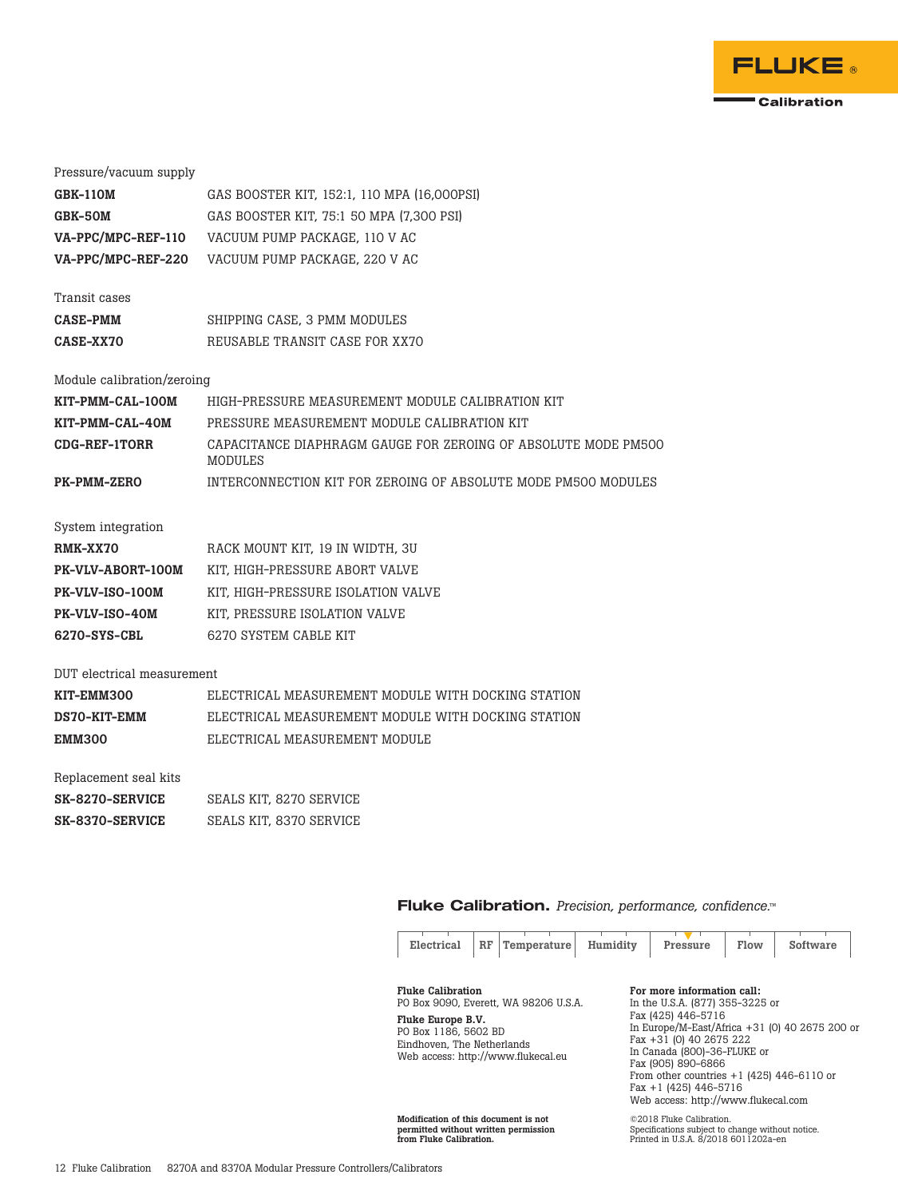Pressure/vacuum supply

| | |
|---|---|
| **GBK-110M** | GAS BOOSTER KIT, 152:1, 110 MPA (16,000PSI) |
| **GBK-50M** | GAS BOOSTER KIT, 75:1 50 MPA (7,300 PSI) |
| **VA-PPC/MPC-REF-110** | VACUUM PUMP PACKAGE, 110 V AC |
| **VA-PPC/MPC-REF-220** | VACUUM PUMP PACKAGE, 220 V AC |

Transit cases

| | |
|---|---|
| **CASE-PMM** | SHIPPING CASE, 3 PMM MODULES |
| **CASE-XX70** | REUSABLE TRANSIT CASE FOR XX70 |

Module calibration/zeroing

| | |
|---|---|
| **KIT-PMM-CAL-100M** | HIGH-PRESSURE MEASUREMENT MODULE CALIBRATION KIT |
| **KIT-PMM-CAL-40M** | PRESSURE MEASUREMENT MODULE CALIBRATION KIT |
| **CDG-REF-1TORR** | CAPACITANCE DIAPHRAGM GAUGE FOR ZEROING OF ABSOLUTE MODE PM500 MODULES |
| **PK-PMM-ZERO** | INTERCONNECTION KIT FOR ZEROING OF ABSOLUTE MODE PM500 MODULES |

System integration

| | |
|---|---|
| **RMK-XX70** | RACK MOUNT KIT, 19 IN WIDTH, 3U |
| **PK-VLV-ABORT-100M** | KIT, HIGH-PRESSURE ABORT VALVE |
| **PK-VLV-ISO-100M** | KIT, HIGH-PRESSURE ISOLATION VALVE |
| **PK-VLV-ISO-40M** | KIT, PRESSURE ISOLATION VALVE |
| **6270-SYS-CBL** | 6270 SYSTEM CABLE KIT |

DUT electrical measurement

| | |
|---|---|
| **KIT-EMM300** | ELECTRICAL MEASUREMENT MODULE WITH DOCKING STATION |
| **DS70-KIT-EMM** | ELECTRICAL MEASUREMENT MODULE WITH DOCKING STATION |
| **EMM300** | ELECTRICAL MEASUREMENT MODULE |

Replacement seal kits

| | |
|---|---|
| **SK-8270-SERVICE** | SEALS KIT, 8270 SERVICE |
| **SK-8370-SERVICE** | SEALS KIT, 8370 SERVICE |

**Fluke Calibration.** *Precision, performance, confidence.*™

Electrical | RF | Temperature | Humidity | Pressure | Flow | Software

**Fluke Calibration**
PO Box 9090, Everett, WA 98206 U.S.A.

**Fluke Europe B.V.**
PO Box 1186, 5602 BD
Eindhoven, The Netherlands
Web access: http://www.flukecal.eu

**For more information call:**
In the U.S.A. (877) 355-3225 or
Fax (425) 446-5716
In Europe/M-East/Africa +31 (0) 40 2675 200 or
Fax +31 (0) 40 2675 222
In Canada (800)-36-FLUKE or
Fax (905) 890-6866
From other countries +1 (425) 446-6110 or
Fax +1 (425) 446-5716
Web access: http://www.flukecal.com

**Modification of this document is not permitted without written permission from Fluke Calibration.**

©2018 Fluke Calibration.
Specifications subject to change without notice.
Printed in U.S.A. 8/2018 6011202a-en